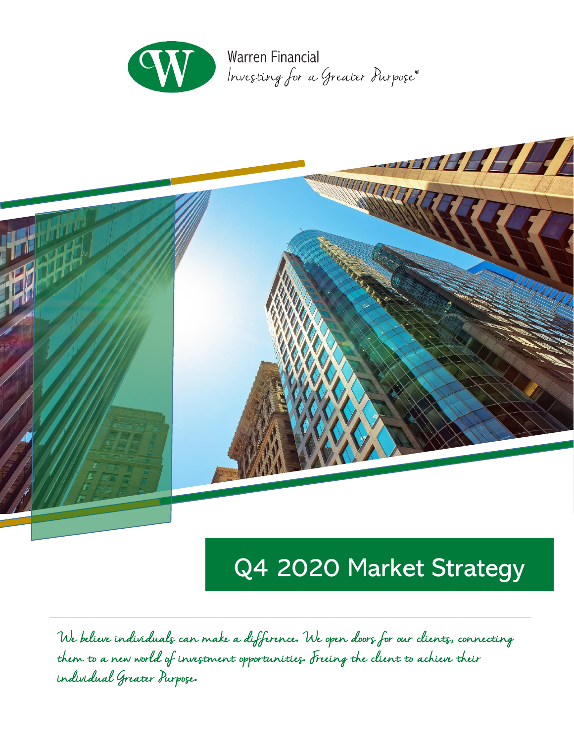Warren Financial

*Investing for a Greater Purpose®*

# Q4 2020 Market Strategy

*We believe individuals can make a difference. We open doors for our clients, connecting them to a new world of investment opportunities. Freeing the client to achieve their individual Greater Purpose.*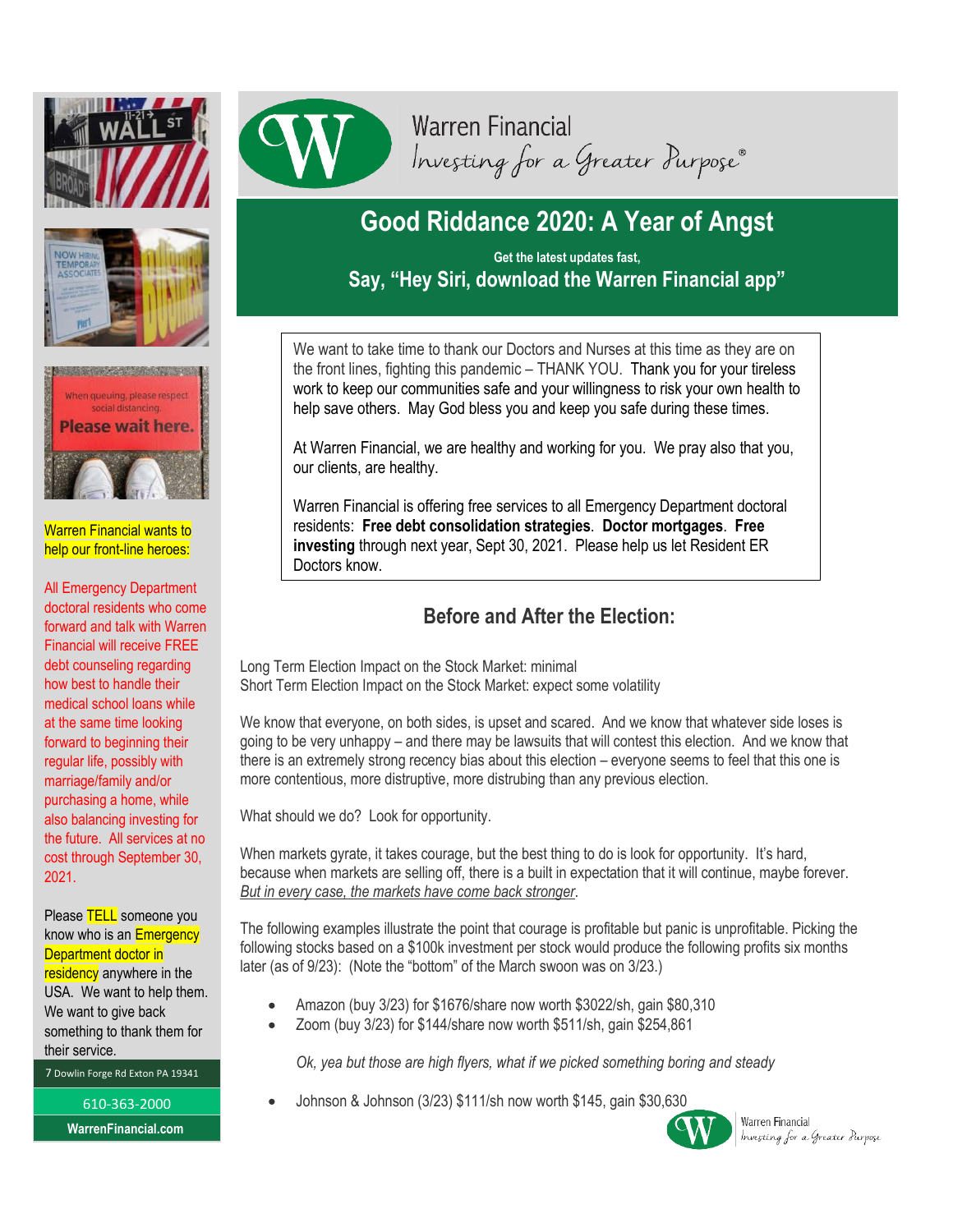Warren Financial

Investing for a Greater Purpose®

# Good Riddance 2020: A Year of Angst

**Get the latest updates fast,**

**Say, "Hey Siri, download the Warren Financial app"**

We want to take time to thank our Doctors and Nurses at this time as they are on the front lines, fighting this pandemic – THANK YOU. Thank you for your tireless work to keep our communities safe and your willingness to risk your own health to help save others. May God bless you and keep you safe during these times.

At Warren Financial, we are healthy and working for you. We pray also that you, our clients, are healthy.

Warren Financial is offering free services to all Emergency Department doctoral residents: **Free debt consolidation strategies**. **Doctor mortgages**. **Free investing** through next year, Sept 30, 2021. Please help us let Resident ER Doctors know.

## Before and After the Election:

Long Term Election Impact on the Stock Market: minimal
Short Term Election Impact on the Stock Market: expect some volatility

We know that everyone, on both sides, is upset and scared. And we know that whatever side loses is going to be very unhappy – and there may be lawsuits that will contest this election. And we know that there is an extremely strong recency bias about this election – everyone seems to feel that this one is more contentious, more distruptive, more distrubing than any previous election.

What should we do? Look for opportunity.

When markets gyrate, it takes courage, but the best thing to do is look for opportunity. It's hard, because when markets are selling off, there is a built in expectation that it will continue, maybe forever. *But in every case, the markets have come back stronger*.

The following examples illustrate the point that courage is profitable but panic is unprofitable. Picking the following stocks based on a $100k investment per stock would produce the following profits six months later (as of 9/23): (Note the "bottom" of the March swoon was on 3/23.)

- Amazon (buy 3/23) for $1676/share now worth $3022/sh, gain $80,310
- Zoom (buy 3/23) for $144/share now worth $511/sh, gain $254,861

*Ok, yea but those are high flyers, what if we picked something boring and steady*

- Johnson & Johnson (3/23) $111/sh now worth $145, gain $30,630

Warren Financial wants to help our front-line heroes:

All Emergency Department doctoral residents who come forward and talk with Warren Financial will receive FREE debt counseling regarding how best to handle their medical school loans while at the same time looking forward to beginning their regular life, possibly with marriage/family and/or purchasing a home, while also balancing investing for the future. All services at no cost through September 30, 2021.

Please TELL someone you know who is an Emergency Department doctor in residency anywhere in the USA. We want to help them. We want to give back something to thank them for their service.

7 Dowlin Forge Rd Exton PA 19341

610-363-2000

WarrenFinancial.com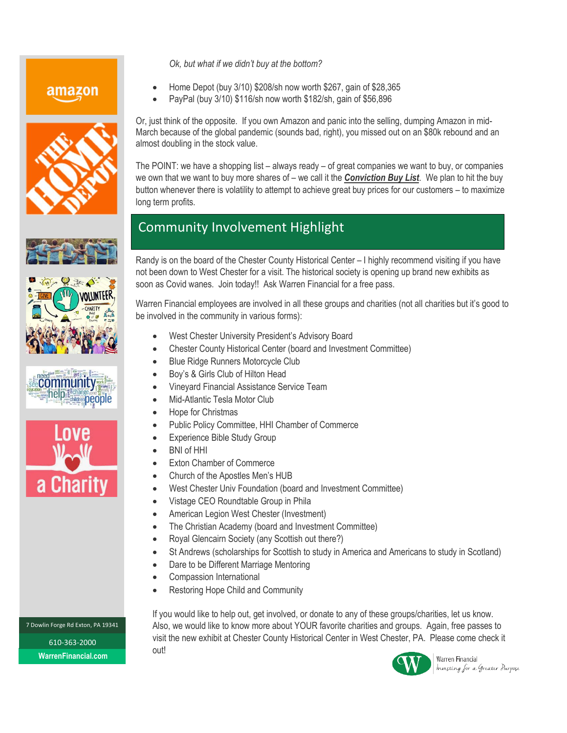*Ok, but what if we didn't buy at the bottom?*

- Home Depot (buy 3/10) $208/sh now worth $267, gain of $28,365
- PayPal (buy 3/10) $116/sh now worth $182/sh, gain of $56,896

Or, just think of the opposite. If you own Amazon and panic into the selling, dumping Amazon in mid-March because of the global pandemic (sounds bad, right), you missed out on an $80k rebound and an almost doubling in the stock value.

The POINT: we have a shopping list – always ready – of great companies we want to buy, or companies we own that we want to buy more shares of – we call it the ***Conviction Buy List***. We plan to hit the buy button whenever there is volatility to attempt to achieve great buy prices for our customers – to maximize long term profits.

## Community Involvement Highlight

Randy is on the board of the Chester County Historical Center – I highly recommend visiting if you have not been down to West Chester for a visit. The historical society is opening up brand new exhibits as soon as Covid wanes. Join today!! Ask Warren Financial for a free pass.

Warren Financial employees are involved in all these groups and charities (not all charities but it's good to be involved in the community in various forms):

- West Chester University President's Advisory Board
- Chester County Historical Center (board and Investment Committee)
- Blue Ridge Runners Motorcycle Club
- Boy's & Girls Club of Hilton Head
- Vineyard Financial Assistance Service Team
- Mid-Atlantic Tesla Motor Club
- Hope for Christmas
- Public Policy Committee, HHI Chamber of Commerce
- Experience Bible Study Group
- BNI of HHI
- Exton Chamber of Commerce
- Church of the Apostles Men's HUB
- West Chester Univ Foundation (board and Investment Committee)
- Vistage CEO Roundtable Group in Phila
- American Legion West Chester (Investment)
- The Christian Academy (board and Investment Committee)
- Royal Glencairn Society (any Scottish out there?)
- St Andrews (scholarships for Scottish to study in America and Americans to study in Scotland)
- Dare to be Different Marriage Mentoring
- Compassion International
- Restoring Hope Child and Community

If you would like to help out, get involved, or donate to any of these groups/charities, let us know. Also, we would like to know more about YOUR favorite charities and groups. Again, free passes to visit the new exhibit at Chester County Historical Center in West Chester, PA. Please come check it out!

7 Dowlin Forge Rd Exton, PA 19341

610-363-2000

WarrenFinancial.com

Warren Financial
*Investing for a Greater Purpose*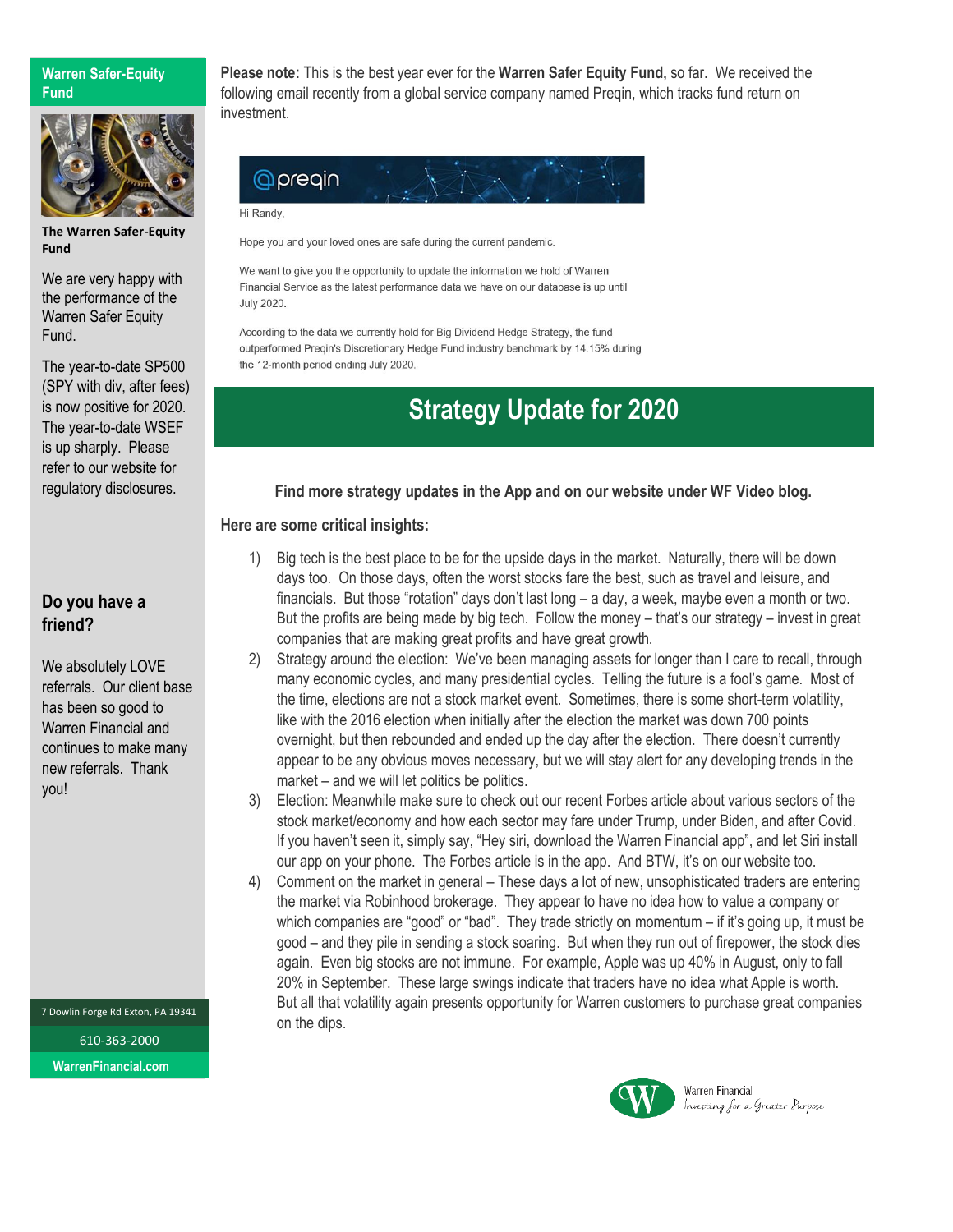## Warren Safer-Equity Fund

**The Warren Safer-Equity Fund**

We are very happy with the performance of the Warren Safer Equity Fund.

The year-to-date SP500 (SPY with div, after fees) is now positive for 2020. The year-to-date WSEF is up sharply. Please refer to our website for regulatory disclosures.

### Do you have a friend?

We absolutely LOVE referrals. Our client base has been so good to Warren Financial and continues to make many new referrals. Thank you!

7 Dowlin Forge Rd Exton, PA 19341

610-363-2000

WarrenFinancial.com

**Please note:** This is the best year ever for the **Warren Safer Equity Fund,** so far. We received the following email recently from a global service company named Preqin, which tracks fund return on investment.

preqin

Hi Randy,

Hope you and your loved ones are safe during the current pandemic.

We want to give you the opportunity to update the information we hold of Warren Financial Service as the latest performance data we have on our database is up until July 2020.

According to the data we currently hold for Big Dividend Hedge Strategy, the fund outperformed Preqin's Discretionary Hedge Fund industry benchmark by 14.15% during the 12-month period ending July 2020.

# Strategy Update for 2020

**Find more strategy updates in the App and on our website under WF Video blog.**

**Here are some critical insights:**

1) Big tech is the best place to be for the upside days in the market. Naturally, there will be down days too. On those days, often the worst stocks fare the best, such as travel and leisure, and financials. But those "rotation" days don't last long – a day, a week, maybe even a month or two. But the profits are being made by big tech. Follow the money – that's our strategy – invest in great companies that are making great profits and have great growth.
2) Strategy around the election: We've been managing assets for longer than I care to recall, through many economic cycles, and many presidential cycles. Telling the future is a fool's game. Most of the time, elections are not a stock market event. Sometimes, there is some short-term volatility, like with the 2016 election when initially after the election the market was down 700 points overnight, but then rebounded and ended up the day after the election. There doesn't currently appear to be any obvious moves necessary, but we will stay alert for any developing trends in the market – and we will let politics be politics.
3) Election: Meanwhile make sure to check out our recent Forbes article about various sectors of the stock market/economy and how each sector may fare under Trump, under Biden, and after Covid. If you haven't seen it, simply say, "Hey siri, download the Warren Financial app", and let Siri install our app on your phone. The Forbes article is in the app. And BTW, it's on our website too.
4) Comment on the market in general – These days a lot of new, unsophisticated traders are entering the market via Robinhood brokerage. They appear to have no idea how to value a company or which companies are "good" or "bad". They trade strictly on momentum – if it's going up, it must be good – and they pile in sending a stock soaring. But when they run out of firepower, the stock dies again. Even big stocks are not immune. For example, Apple was up 40% in August, only to fall 20% in September. These large swings indicate that traders have no idea what Apple is worth. But all that volatility again presents opportunity for Warren customers to purchase great companies on the dips.

Warren Financial
Investing for a Greater Purpose